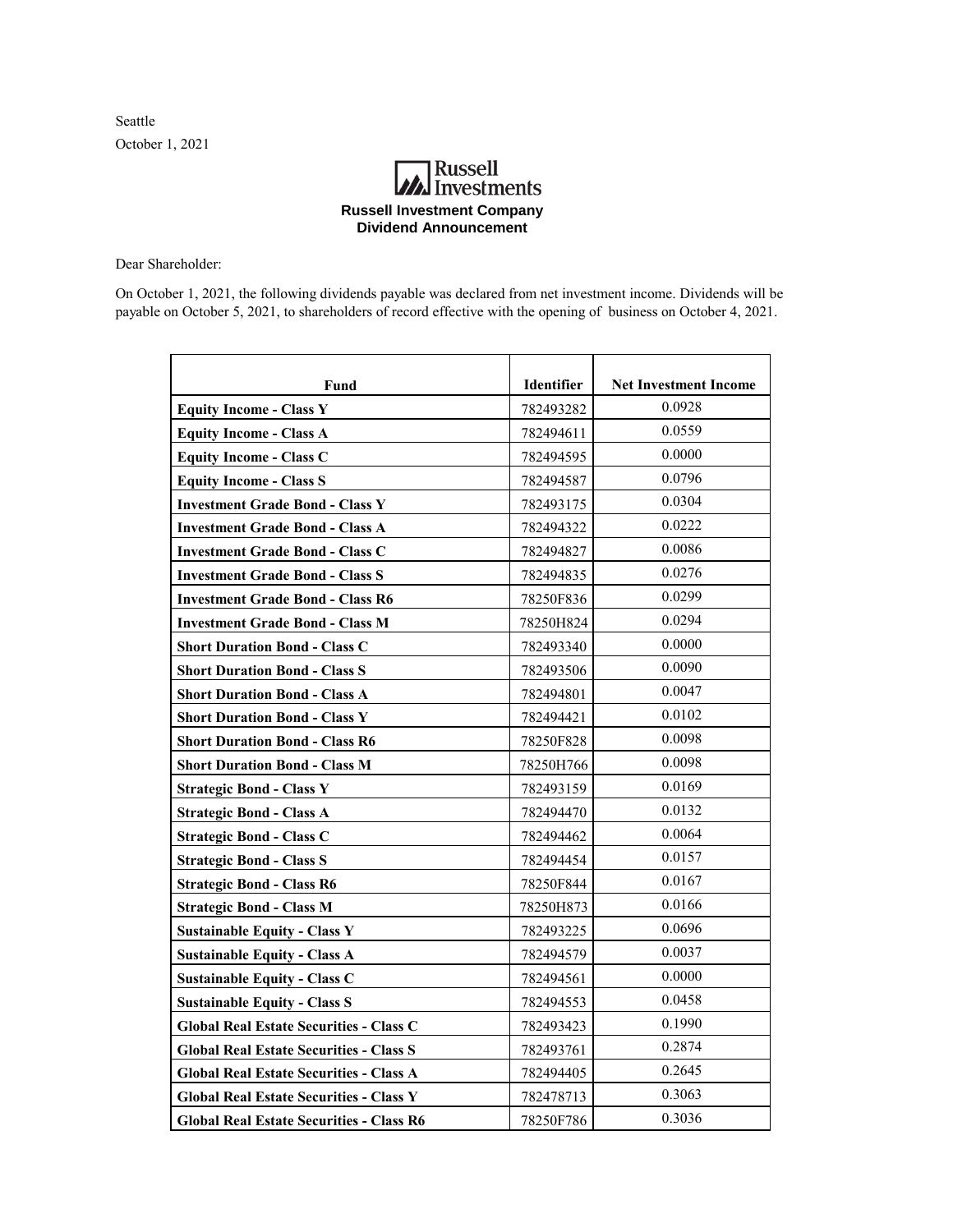Seattle

October 1, 2021

Russell Investments

**Russell Investment Company**
**Dividend Announcement**

Dear Shareholder:

On October 1, 2021, the following dividends payable was declared from net investment income. Dividends will be payable on October 5, 2021, to shareholders of record effective with the opening of business on October 4, 2021.

| Fund | Identifier | Net Investment Income |
|---|---|---|
| **Equity Income - Class Y** | 782493282 | 0.0928 |
| **Equity Income - Class A** | 782494611 | 0.0559 |
| **Equity Income - Class C** | 782494595 | 0.0000 |
| **Equity Income - Class S** | 782494587 | 0.0796 |
| **Investment Grade Bond - Class Y** | 782493175 | 0.0304 |
| **Investment Grade Bond - Class A** | 782494322 | 0.0222 |
| **Investment Grade Bond - Class C** | 782494827 | 0.0086 |
| **Investment Grade Bond - Class S** | 782494835 | 0.0276 |
| **Investment Grade Bond - Class R6** | 78250F836 | 0.0299 |
| **Investment Grade Bond - Class M** | 78250H824 | 0.0294 |
| **Short Duration Bond - Class C** | 782493340 | 0.0000 |
| **Short Duration Bond - Class S** | 782493506 | 0.0090 |
| **Short Duration Bond - Class A** | 782494801 | 0.0047 |
| **Short Duration Bond - Class Y** | 782494421 | 0.0102 |
| **Short Duration Bond - Class R6** | 78250F828 | 0.0098 |
| **Short Duration Bond - Class M** | 78250H766 | 0.0098 |
| **Strategic Bond - Class Y** | 782493159 | 0.0169 |
| **Strategic Bond - Class A** | 782494470 | 0.0132 |
| **Strategic Bond - Class C** | 782494462 | 0.0064 |
| **Strategic Bond - Class S** | 782494454 | 0.0157 |
| **Strategic Bond - Class R6** | 78250F844 | 0.0167 |
| **Strategic Bond - Class M** | 78250H873 | 0.0166 |
| **Sustainable Equity - Class Y** | 782493225 | 0.0696 |
| **Sustainable Equity - Class A** | 782494579 | 0.0037 |
| **Sustainable Equity - Class C** | 782494561 | 0.0000 |
| **Sustainable Equity - Class S** | 782494553 | 0.0458 |
| **Global Real Estate Securities - Class C** | 782493423 | 0.1990 |
| **Global Real Estate Securities - Class S** | 782493761 | 0.2874 |
| **Global Real Estate Securities - Class A** | 782494405 | 0.2645 |
| **Global Real Estate Securities - Class Y** | 782478713 | 0.3063 |
| **Global Real Estate Securities - Class R6** | 78250F786 | 0.3036 |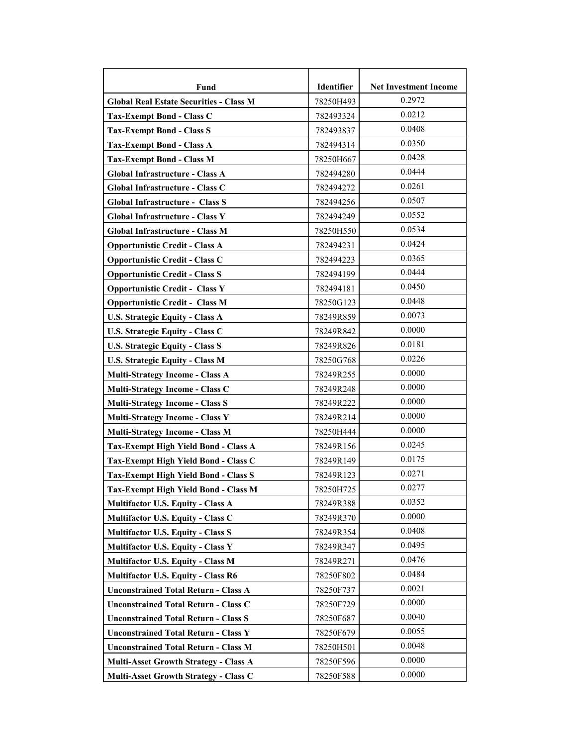| Fund | Identifier | Net Investment Income |
| --- | --- | --- |
| **Global Real Estate Securities - Class M** | 78250H493 | 0.2972 |
| **Tax-Exempt Bond - Class C** | 782493324 | 0.0212 |
| **Tax-Exempt Bond - Class S** | 782493837 | 0.0408 |
| **Tax-Exempt Bond - Class A** | 782494314 | 0.0350 |
| **Tax-Exempt Bond - Class M** | 78250H667 | 0.0428 |
| **Global Infrastructure - Class A** | 782494280 | 0.0444 |
| **Global Infrastructure - Class C** | 782494272 | 0.0261 |
| **Global Infrastructure -  Class S** | 782494256 | 0.0507 |
| **Global Infrastructure - Class Y** | 782494249 | 0.0552 |
| **Global Infrastructure - Class M** | 78250H550 | 0.0534 |
| **Opportunistic Credit - Class A** | 782494231 | 0.0424 |
| **Opportunistic Credit - Class C** | 782494223 | 0.0365 |
| **Opportunistic Credit - Class S** | 782494199 | 0.0444 |
| **Opportunistic Credit -  Class Y** | 782494181 | 0.0450 |
| **Opportunistic Credit -  Class M** | 78250G123 | 0.0448 |
| **U.S. Strategic Equity - Class A** | 78249R859 | 0.0073 |
| **U.S. Strategic Equity - Class C** | 78249R842 | 0.0000 |
| **U.S. Strategic Equity - Class S** | 78249R826 | 0.0181 |
| **U.S. Strategic Equity - Class M** | 78250G768 | 0.0226 |
| **Multi-Strategy Income - Class A** | 78249R255 | 0.0000 |
| **Multi-Strategy Income - Class C** | 78249R248 | 0.0000 |
| **Multi-Strategy Income - Class S** | 78249R222 | 0.0000 |
| **Multi-Strategy Income - Class Y** | 78249R214 | 0.0000 |
| **Multi-Strategy Income - Class M** | 78250H444 | 0.0000 |
| **Tax-Exempt High Yield Bond - Class A** | 78249R156 | 0.0245 |
| **Tax-Exempt High Yield Bond - Class C** | 78249R149 | 0.0175 |
| **Tax-Exempt High Yield Bond - Class S** | 78249R123 | 0.0271 |
| **Tax-Exempt High Yield Bond - Class M** | 78250H725 | 0.0277 |
| **Multifactor U.S. Equity - Class A** | 78249R388 | 0.0352 |
| **Multifactor U.S. Equity - Class C** | 78249R370 | 0.0000 |
| **Multifactor U.S. Equity - Class S** | 78249R354 | 0.0408 |
| **Multifactor U.S. Equity - Class Y** | 78249R347 | 0.0495 |
| **Multifactor U.S. Equity - Class M** | 78249R271 | 0.0476 |
| **Multifactor U.S. Equity - Class R6** | 78250F802 | 0.0484 |
| **Unconstrained Total Return - Class A** | 78250F737 | 0.0021 |
| **Unconstrained Total Return - Class C** | 78250F729 | 0.0000 |
| **Unconstrained Total Return - Class S** | 78250F687 | 0.0040 |
| **Unconstrained Total Return - Class Y** | 78250F679 | 0.0055 |
| **Unconstrained Total Return - Class M** | 78250H501 | 0.0048 |
| **Multi-Asset Growth Strategy - Class A** | 78250F596 | 0.0000 |
| **Multi-Asset Growth Strategy - Class C** | 78250F588 | 0.0000 |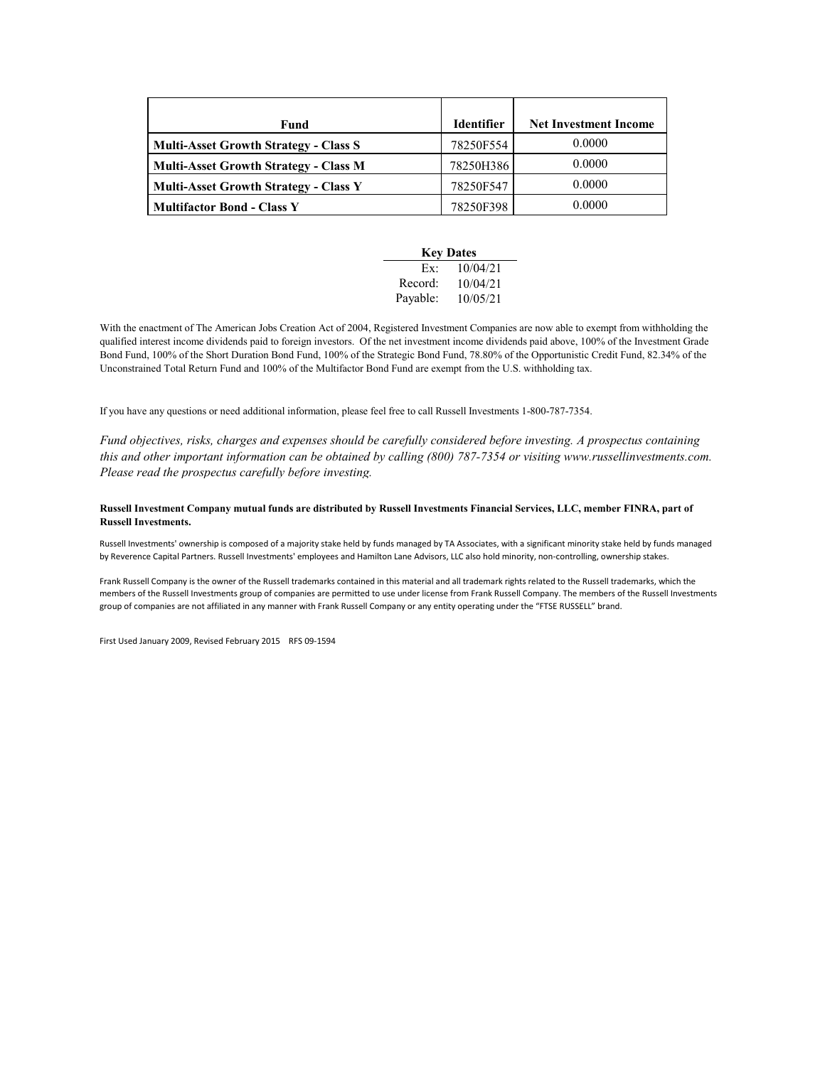| Fund | Identifier | Net Investment Income |
|---|---|---|
| **Multi-Asset Growth Strategy - Class S** | 78250F554 | 0.0000 |
| **Multi-Asset Growth Strategy - Class M** | 78250H386 | 0.0000 |
| **Multi-Asset Growth Strategy - Class Y** | 78250F547 | 0.0000 |
| **Multifactor Bond - Class Y** | 78250F398 | 0.0000 |

| **Key Dates** | |
|---|---|
| Ex: | 10/04/21 |
| Record: | 10/04/21 |
| Payable: | 10/05/21 |

With the enactment of The American Jobs Creation Act of 2004, Registered Investment Companies are now able to exempt from withholding the qualified interest income dividends paid to foreign investors. Of the net investment income dividends paid above, 100% of the Investment Grade Bond Fund, 100% of the Short Duration Bond Fund, 100% of the Strategic Bond Fund, 78.80% of the Opportunistic Credit Fund, 82.34% of the Unconstrained Total Return Fund and 100% of the Multifactor Bond Fund are exempt from the U.S. withholding tax.

If you have any questions or need additional information, please feel free to call Russell Investments 1-800-787-7354.

*Fund objectives, risks, charges and expenses should be carefully considered before investing. A prospectus containing this and other important information can be obtained by calling (800) 787-7354 or visiting www.russellinvestments.com. Please read the prospectus carefully before investing.*

**Russell Investment Company mutual funds are distributed by Russell Investments Financial Services, LLC, member FINRA, part of Russell Investments.**

Russell Investments' ownership is composed of a majority stake held by funds managed by TA Associates, with a significant minority stake held by funds managed by Reverence Capital Partners. Russell Investments' employees and Hamilton Lane Advisors, LLC also hold minority, non-controlling, ownership stakes.

Frank Russell Company is the owner of the Russell trademarks contained in this material and all trademark rights related to the Russell trademarks, which the members of the Russell Investments group of companies are permitted to use under license from Frank Russell Company. The members of the Russell Investments group of companies are not affiliated in any manner with Frank Russell Company or any entity operating under the "FTSE RUSSELL" brand.

First Used January 2009, Revised February 2015 RFS 09-1594